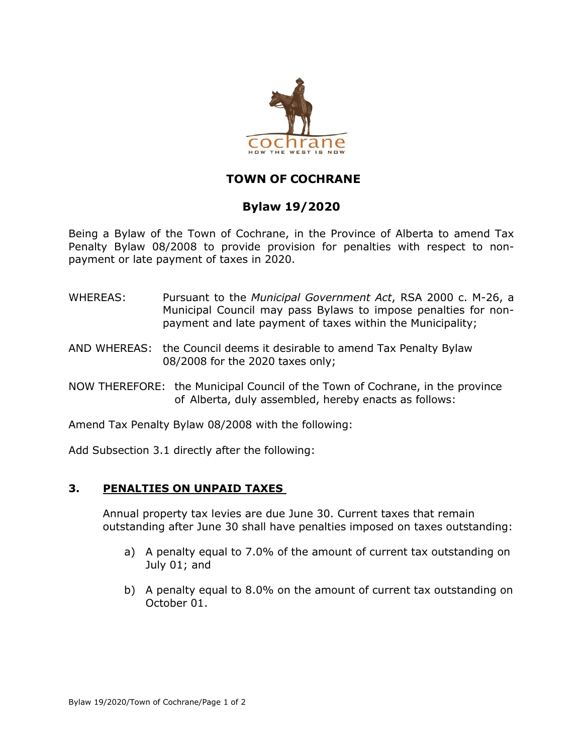# TOWN OF COCHRANE

## Bylaw 19/2020

Being a Bylaw of the Town of Cochrane, in the Province of Alberta to amend Tax Penalty Bylaw 08/2008 to provide provision for penalties with respect to non-payment or late payment of taxes in 2020.

WHEREAS: Pursuant to the *Municipal Government Act*, RSA 2000 c. M-26, a Municipal Council may pass Bylaws to impose penalties for non-payment and late payment of taxes within the Municipality;

AND WHEREAS: the Council deems it desirable to amend Tax Penalty Bylaw 08/2008 for the 2020 taxes only;

NOW THEREFORE: the Municipal Council of the Town of Cochrane, in the province of Alberta, duly assembled, hereby enacts as follows:

Amend Tax Penalty Bylaw 08/2008 with the following:

Add Subsection 3.1 directly after the following:

### 3. PENALTIES ON UNPAID TAXES

Annual property tax levies are due June 30. Current taxes that remain outstanding after June 30 shall have penalties imposed on taxes outstanding:

a) A penalty equal to 7.0% of the amount of current tax outstanding on July 01; and

b) A penalty equal to 8.0% on the amount of current tax outstanding on October 01.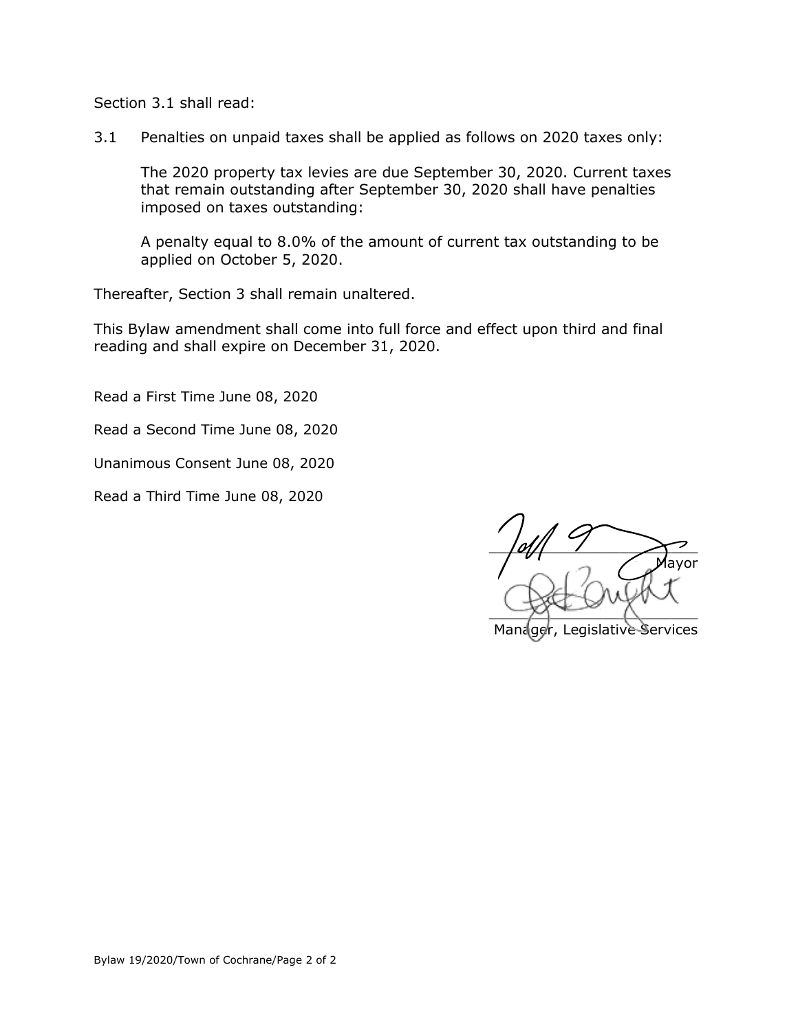Section 3.1 shall read:

3.1 Penalties on unpaid taxes shall be applied as follows on 2020 taxes only:

The 2020 property tax levies are due September 30, 2020. Current taxes that remain outstanding after September 30, 2020 shall have penalties imposed on taxes outstanding:

A penalty equal to 8.0% of the amount of current tax outstanding to be applied on October 5, 2020.

Thereafter, Section 3 shall remain unaltered.

This Bylaw amendment shall come into full force and effect upon third and final reading and shall expire on December 31, 2020.

Read a First Time June 08, 2020

Read a Second Time June 08, 2020

Unanimous Consent June 08, 2020

Read a Third Time June 08, 2020

Mayor

Manager, Legislative Services